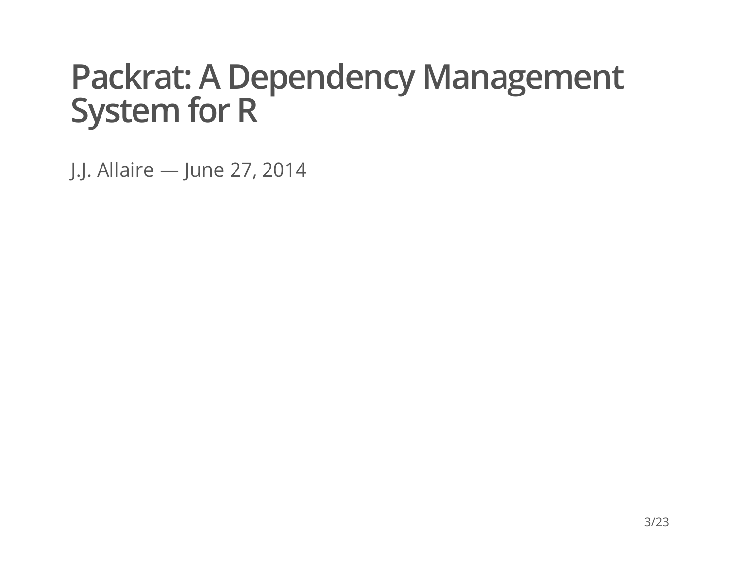# Packrat: A Dependency Management System for R

J.J. Allaire — June 27, 2014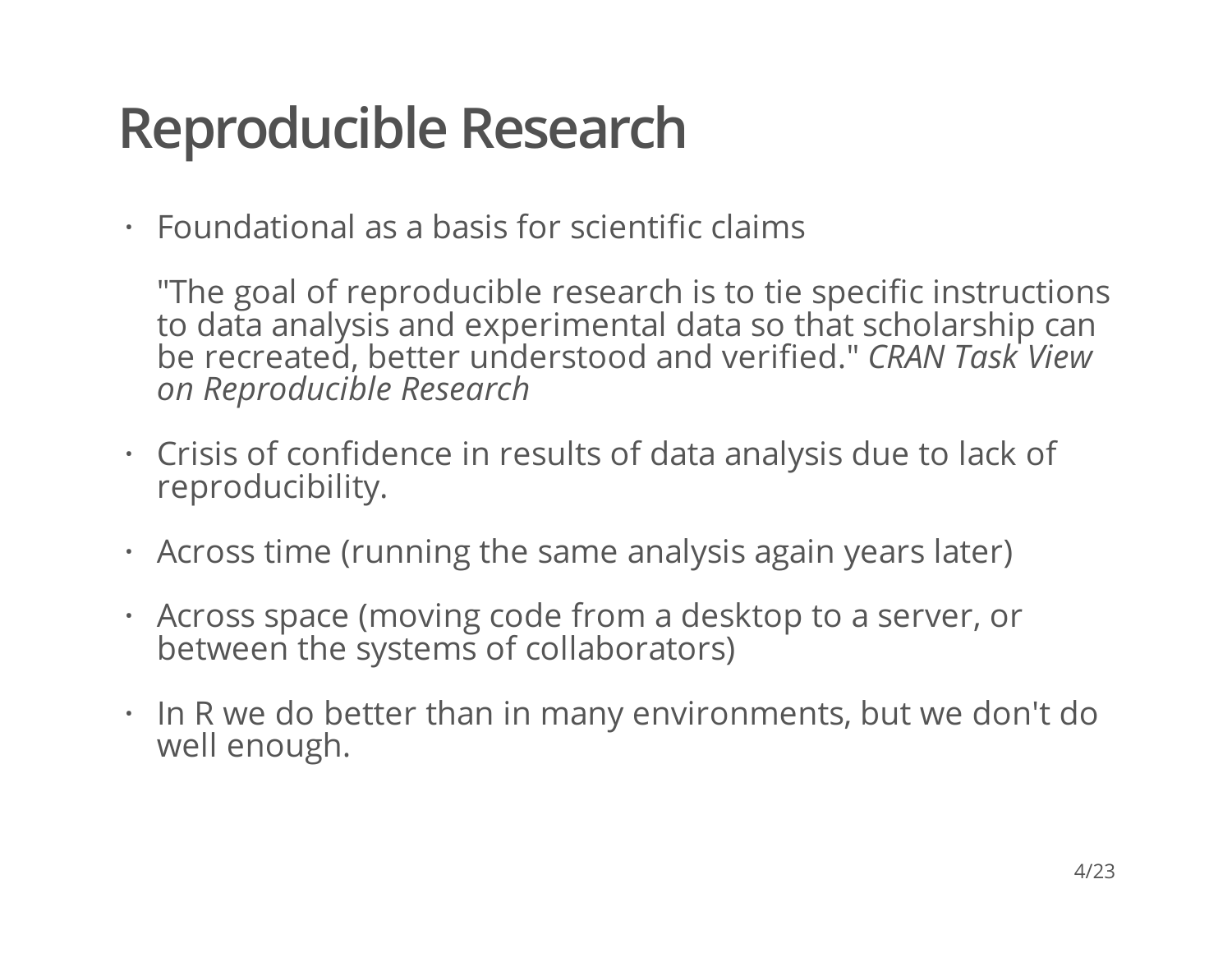# Reproducible Research

- Foundational as a basis for scientific claims

  "The goal of reproducible research is to tie specific instructions to data analysis and experimental data so that scholarship can be recreated, better understood and verified." *CRAN Task View on Reproducible Research*

- Crisis of confidence in results of data analysis due to lack of reproducibility.

- Across time (running the same analysis again years later)

- Across space (moving code from a desktop to a server, or between the systems of collaborators)

- In R we do better than in many environments, but we don't do well enough.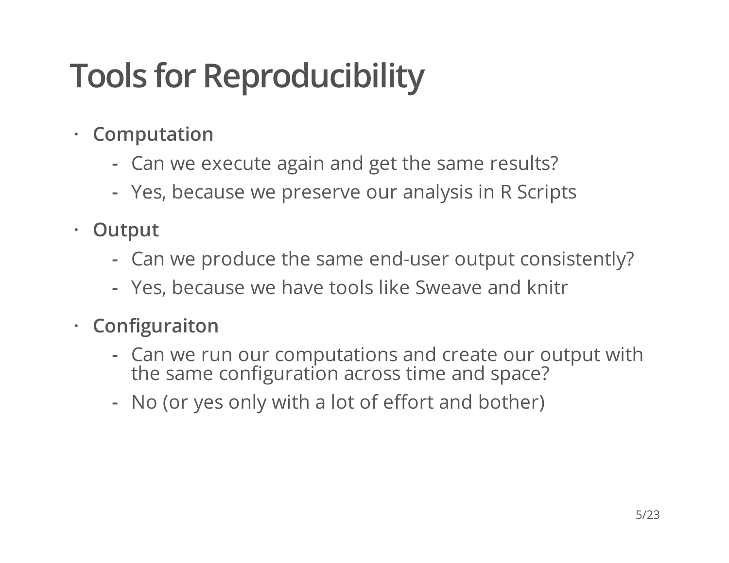# Tools for Reproducibility

- **Computation**
  - Can we execute again and get the same results?
  - Yes, because we preserve our analysis in R Scripts
- **Output**
  - Can we produce the same end-user output consistently?
  - Yes, because we have tools like Sweave and knitr
- **Configuraiton**
  - Can we run our computations and create our output with the same configuration across time and space?
  - No (or yes only with a lot of effort and bother)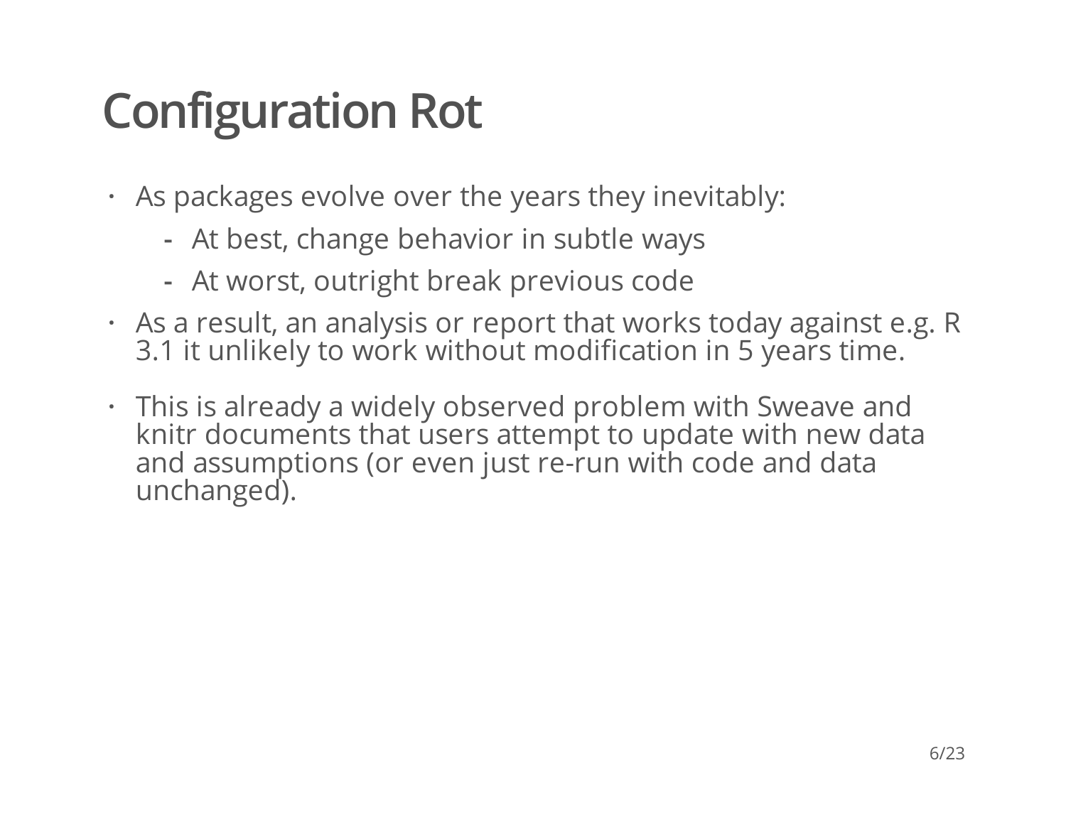# Configuration Rot

- As packages evolve over the years they inevitably:
    - At best, change behavior in subtle ways
    - At worst, outright break previous code
- As a result, an analysis or report that works today against e.g. R 3.1 it unlikely to work without modification in 5 years time.
- This is already a widely observed problem with Sweave and knitr documents that users attempt to update with new data and assumptions (or even just re-run with code and data unchanged).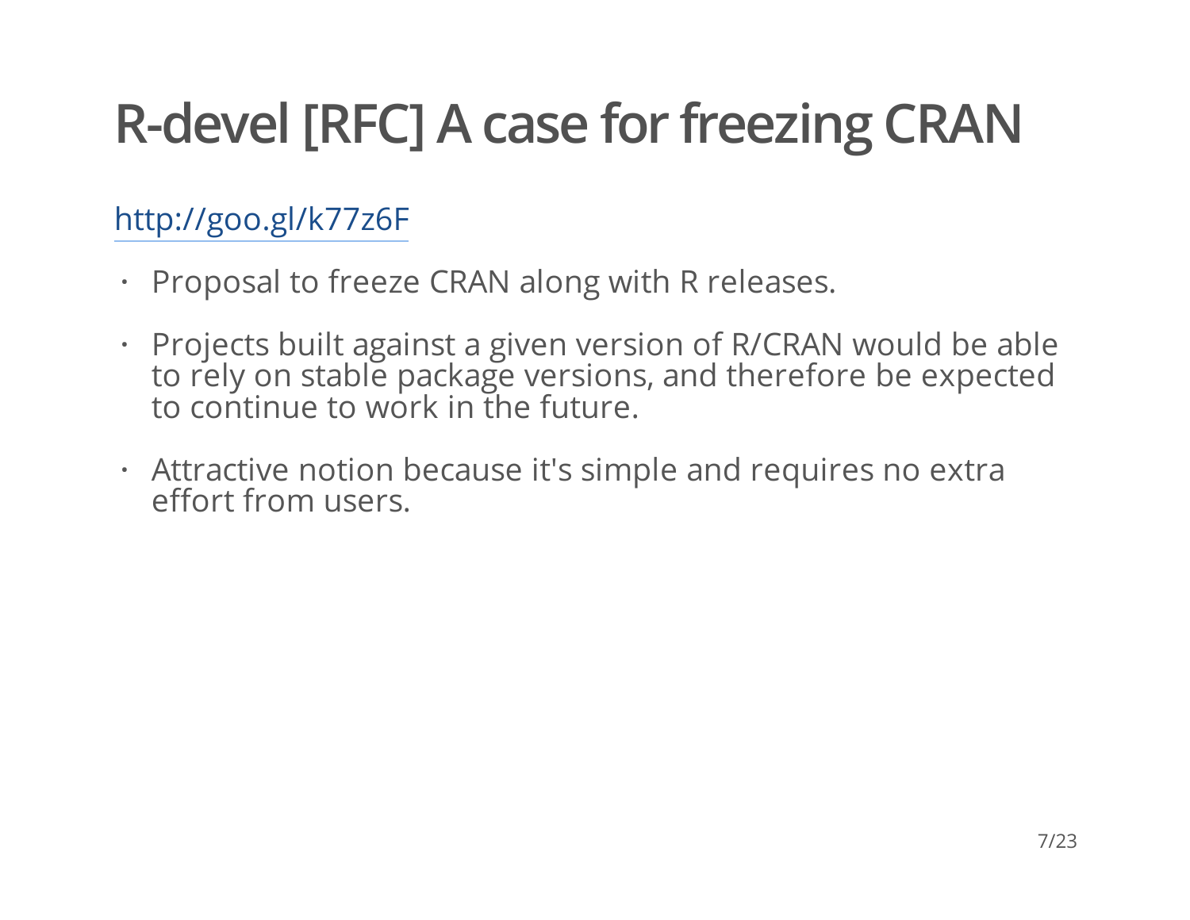# R-devel [RFC] A case for freezing CRAN

[http://goo.gl/k77z6F](http://goo.gl/k77z6F)

- Proposal to freeze CRAN along with R releases.
- Projects built against a given version of R/CRAN would be able to rely on stable package versions, and therefore be expected to continue to work in the future.
- Attractive notion because it's simple and requires no extra effort from users.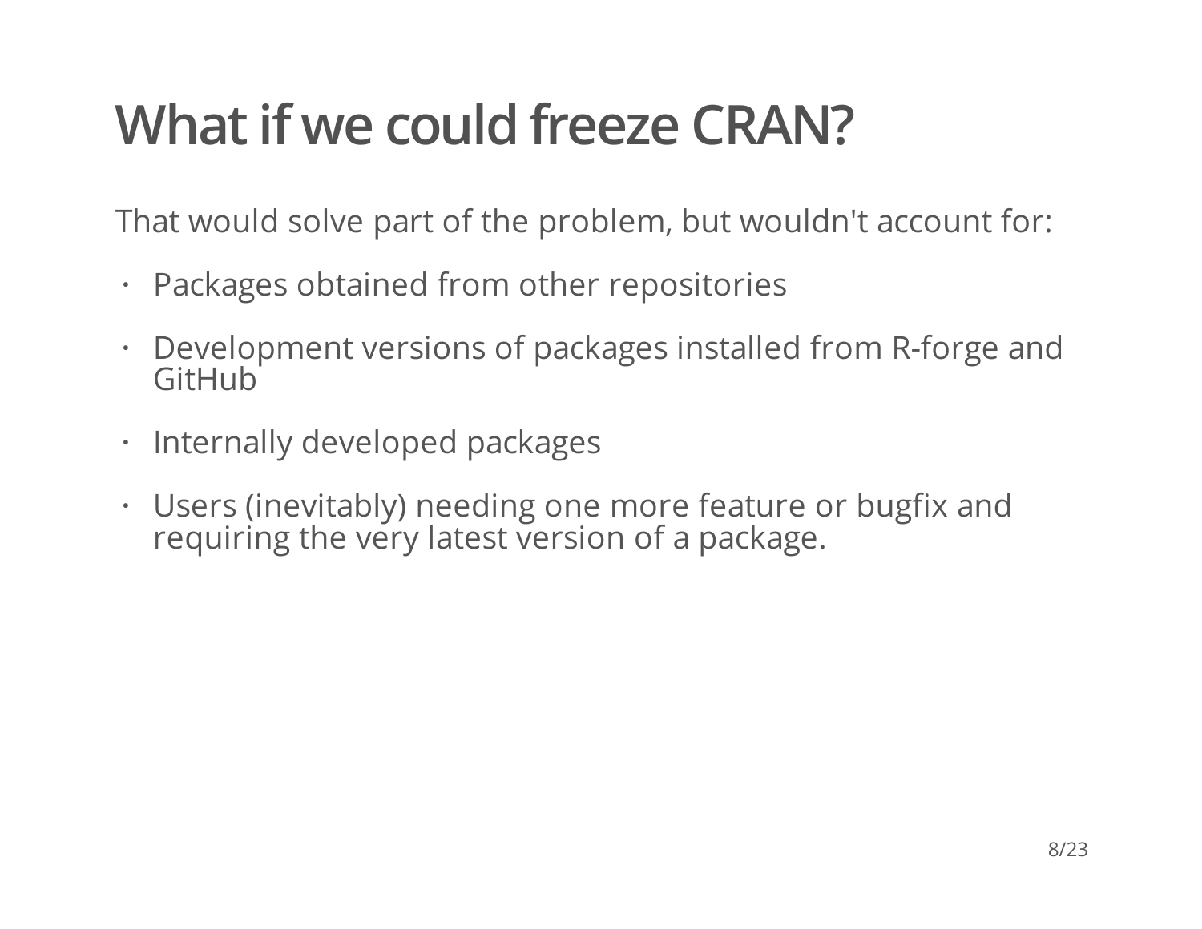# What if we could freeze CRAN?

That would solve part of the problem, but wouldn't account for:

- Packages obtained from other repositories
- Development versions of packages installed from R-forge and GitHub
- Internally developed packages
- Users (inevitably) needing one more feature or bugfix and requiring the very latest version of a package.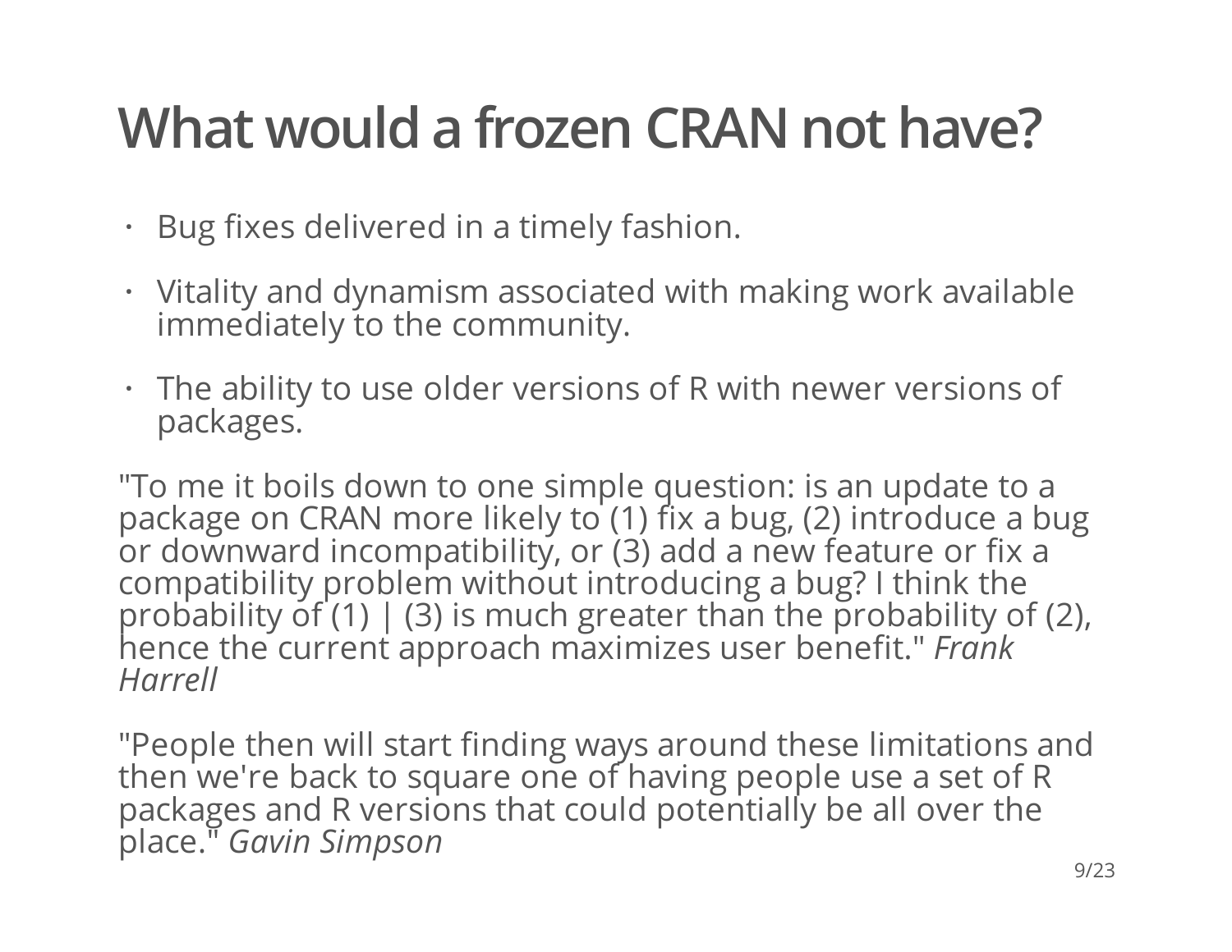# What would a frozen CRAN not have?

- Bug fixes delivered in a timely fashion.
- Vitality and dynamism associated with making work available immediately to the community.
- The ability to use older versions of R with newer versions of packages.

"To me it boils down to one simple question: is an update to a package on CRAN more likely to (1) fix a bug, (2) introduce a bug or downward incompatibility, or (3) add a new feature or fix a compatibility problem without introducing a bug? I think the probability of (1) | (3) is much greater than the probability of (2), hence the current approach maximizes user benefit." *Frank Harrell*

"People then will start finding ways around these limitations and then we're back to square one of having people use a set of R packages and R versions that could potentially be all over the place." *Gavin Simpson*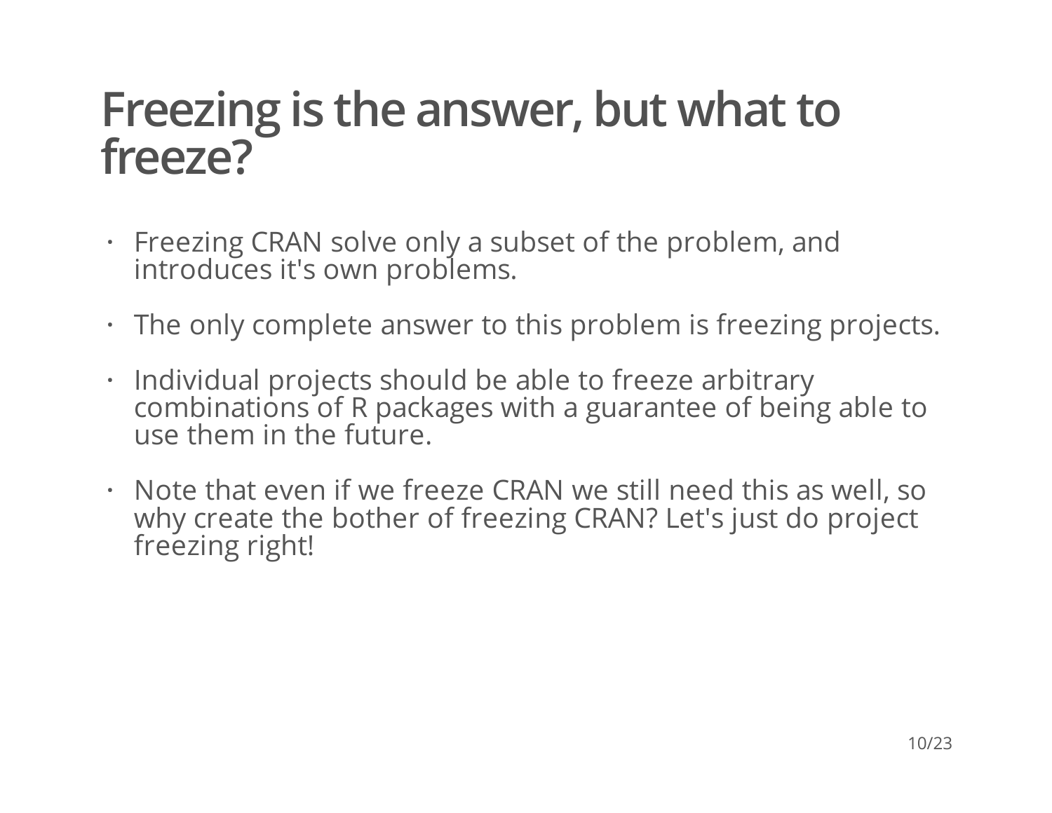# Freezing is the answer, but what to freeze?

- Freezing CRAN solve only a subset of the problem, and introduces it's own problems.
- The only complete answer to this problem is freezing projects.
- Individual projects should be able to freeze arbitrary combinations of R packages with a guarantee of being able to use them in the future.
- Note that even if we freeze CRAN we still need this as well, so why create the bother of freezing CRAN? Let's just do project freezing right!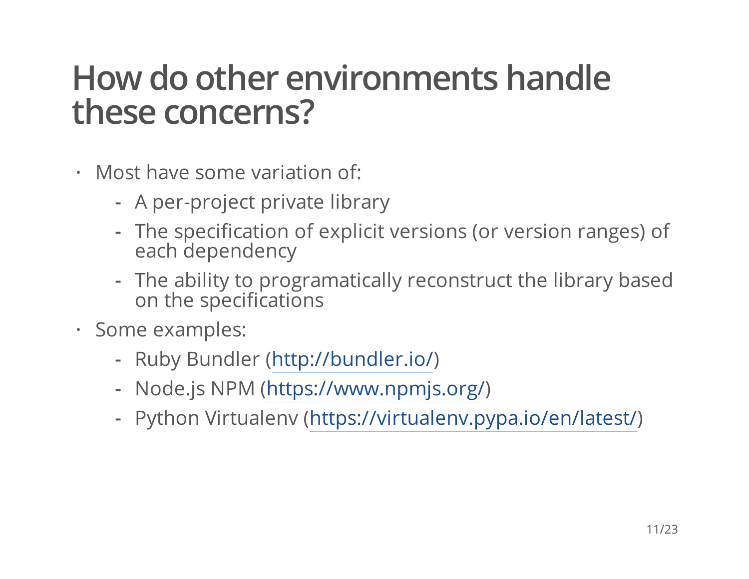# How do other environments handle these concerns?

- Most have some variation of:
  - A per-project private library
  - The specification of explicit versions (or version ranges) of each dependency
  - The ability to programatically reconstruct the library based on the specifications
- Some examples:
  - Ruby Bundler (http://bundler.io/)
  - Node.js NPM (https://www.npmjs.org/)
  - Python Virtualenv (https://virtualenv.pypa.io/en/latest/)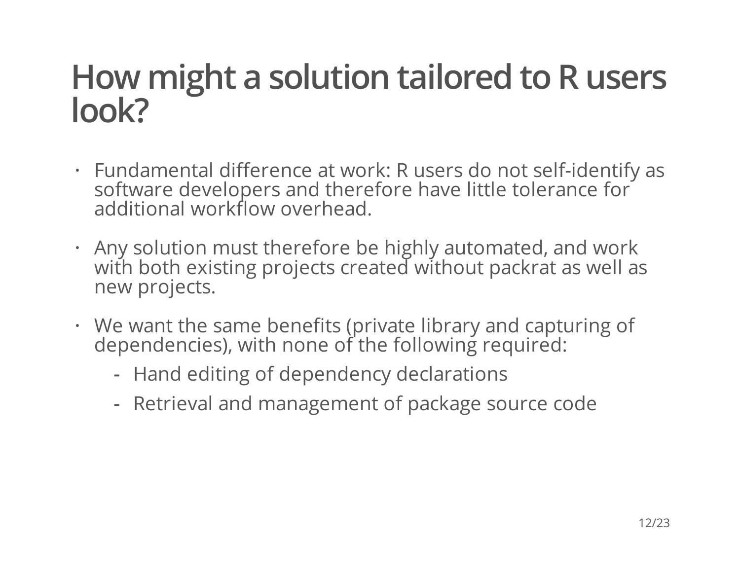# How might a solution tailored to R users look?

- Fundamental difference at work: R users do not self-identify as software developers and therefore have little tolerance for additional workflow overhead.
- Any solution must therefore be highly automated, and work with both existing projects created without packrat as well as new projects.
- We want the same benefits (private library and capturing of dependencies), with none of the following required:
  - Hand editing of dependency declarations
  - Retrieval and management of package source code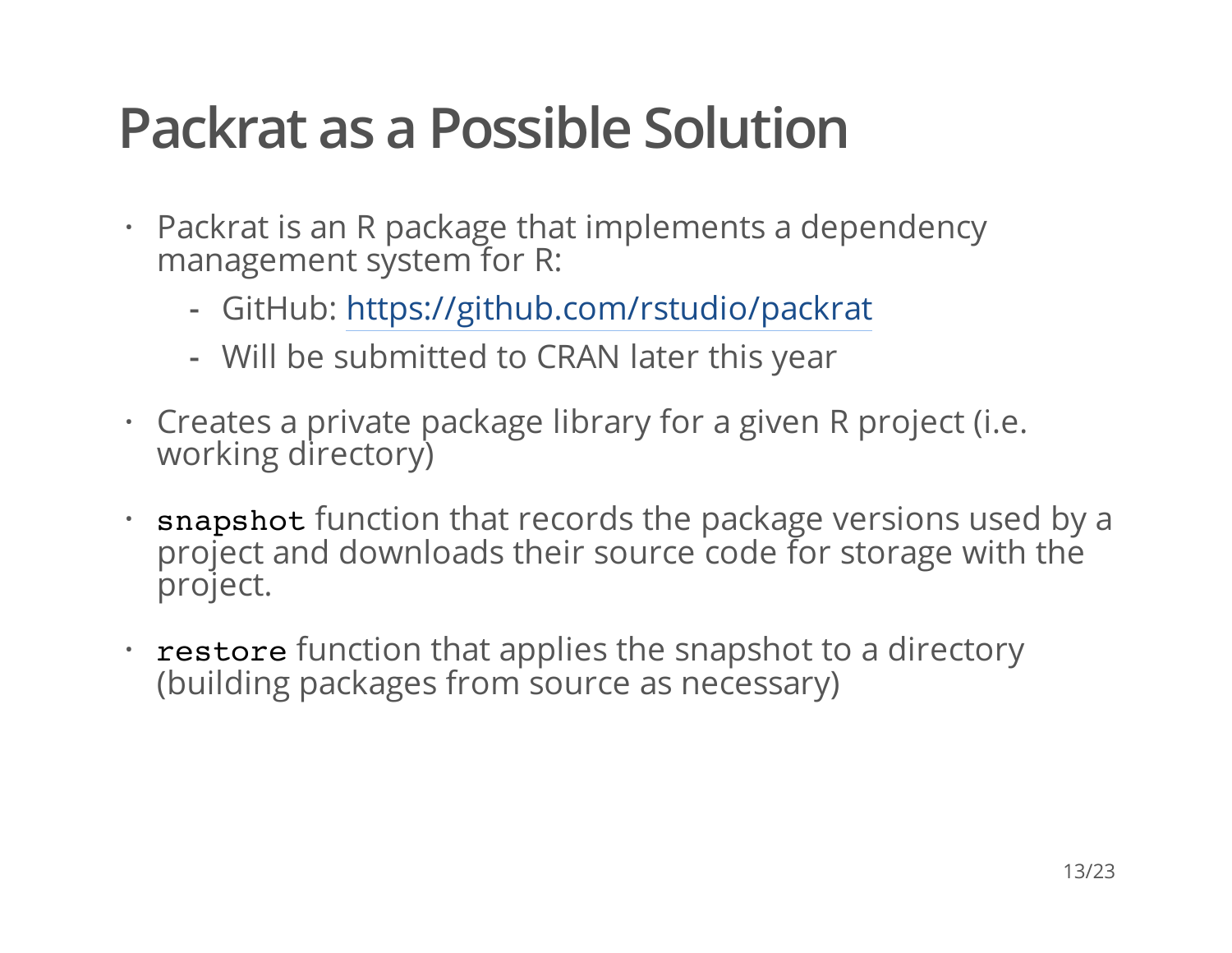# Packrat as a Possible Solution

- Packrat is an R package that implements a dependency management system for R:
  - GitHub: [https://github.com/rstudio/packrat](https://github.com/rstudio/packrat)
  - Will be submitted to CRAN later this year
- Creates a private package library for a given R project (i.e. working directory)
- `snapshot` function that records the package versions used by a project and downloads their source code for storage with the project.
- `restore` function that applies the snapshot to a directory (building packages from source as necessary)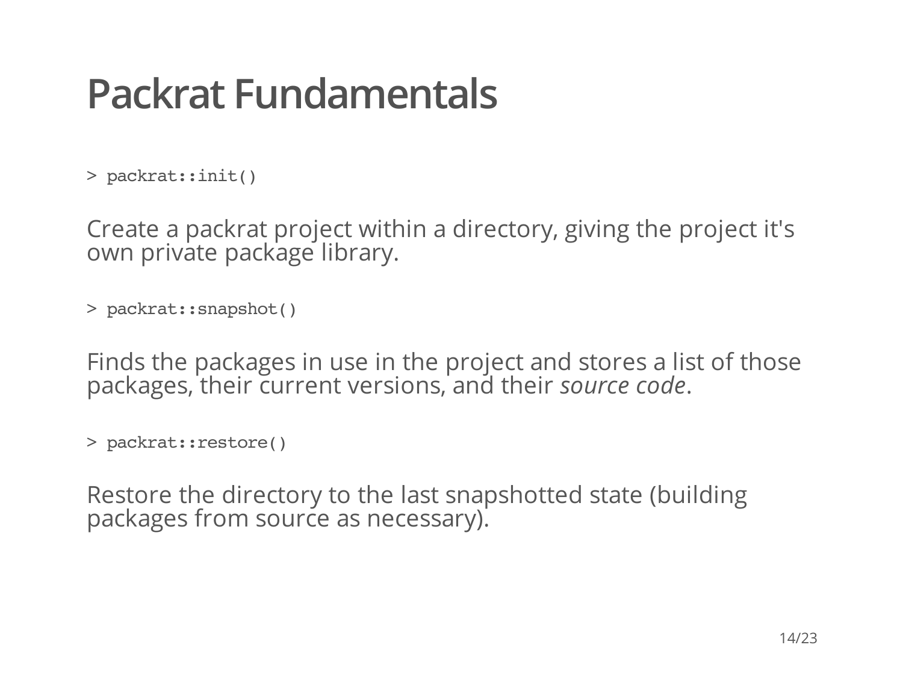# Packrat Fundamentals

```
> packrat::init()
```

Create a packrat project within a directory, giving the project it's own private package library.

```
> packrat::snapshot()
```

Finds the packages in use in the project and stores a list of those packages, their current versions, and their *source code*.

```
> packrat::restore()
```

Restore the directory to the last snapshotted state (building packages from source as necessary).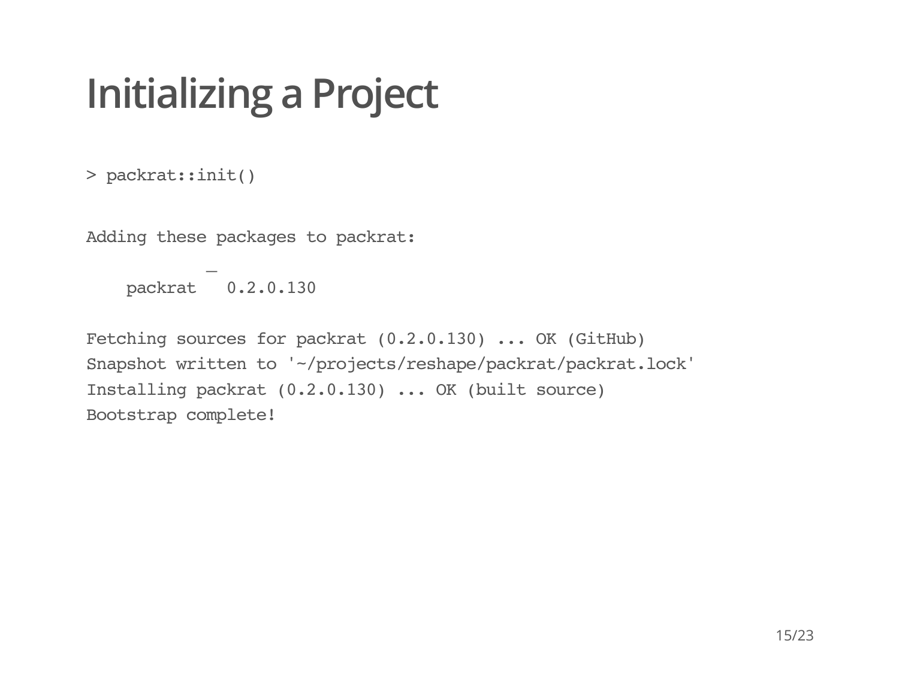# Initializing a Project

```
> packrat::init()
```

```
Adding these packages to packrat:
            _
    packrat   0.2.0.130

Fetching sources for packrat (0.2.0.130) ... OK (GitHub)
Snapshot written to '~/projects/reshape/packrat/packrat.lock'
Installing packrat (0.2.0.130) ... OK (built source)
Bootstrap complete!
```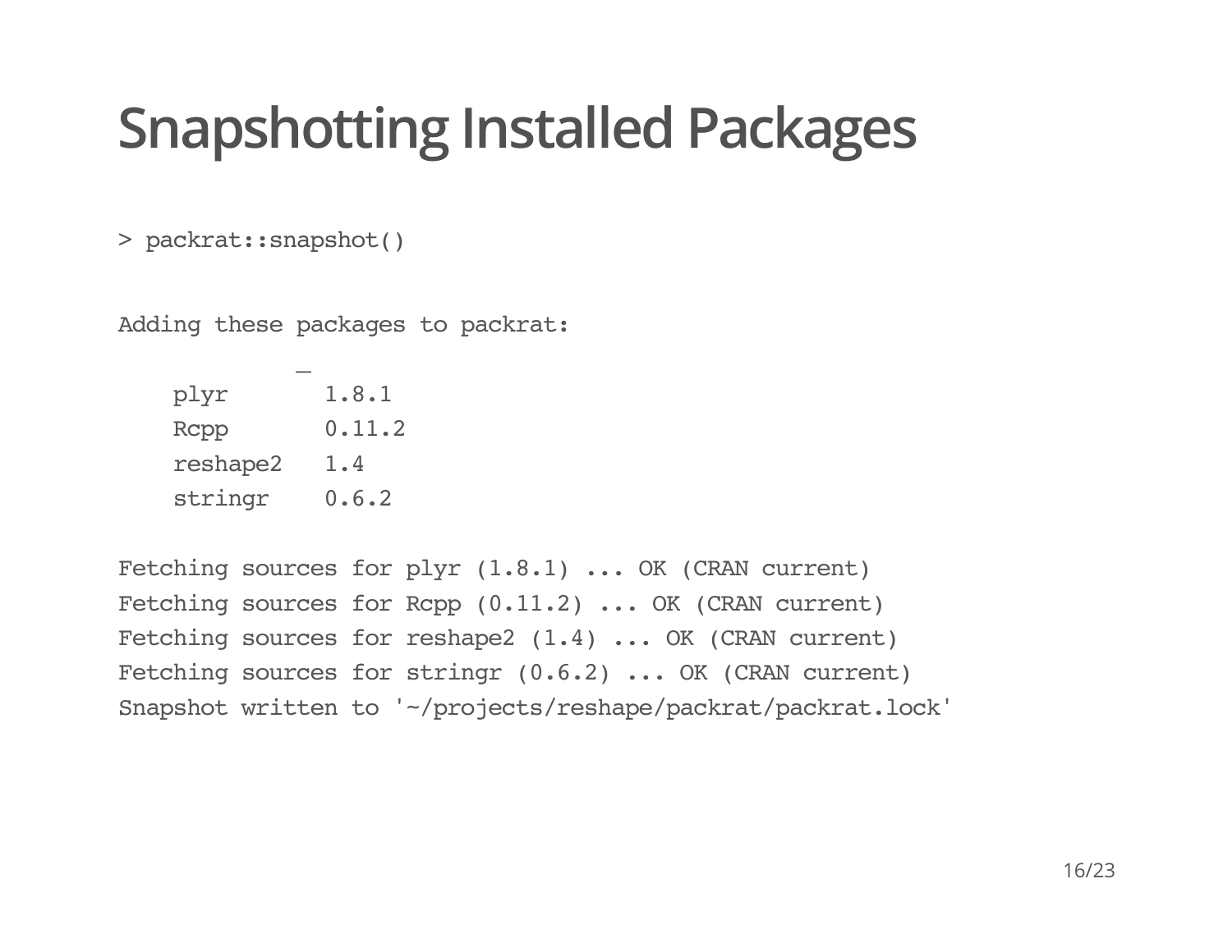# Snapshotting Installed Packages

```
> packrat::snapshot()
```

```
Adding these packages to packrat:
             _
    plyr       1.8.1
    Rcpp       0.11.2
    reshape2   1.4
    stringr    0.6.2

Fetching sources for plyr (1.8.1) ... OK (CRAN current)
Fetching sources for Rcpp (0.11.2) ... OK (CRAN current)
Fetching sources for reshape2 (1.4) ... OK (CRAN current)
Fetching sources for stringr (0.6.2) ... OK (CRAN current)
Snapshot written to '~/projects/reshape/packrat/packrat.lock'
```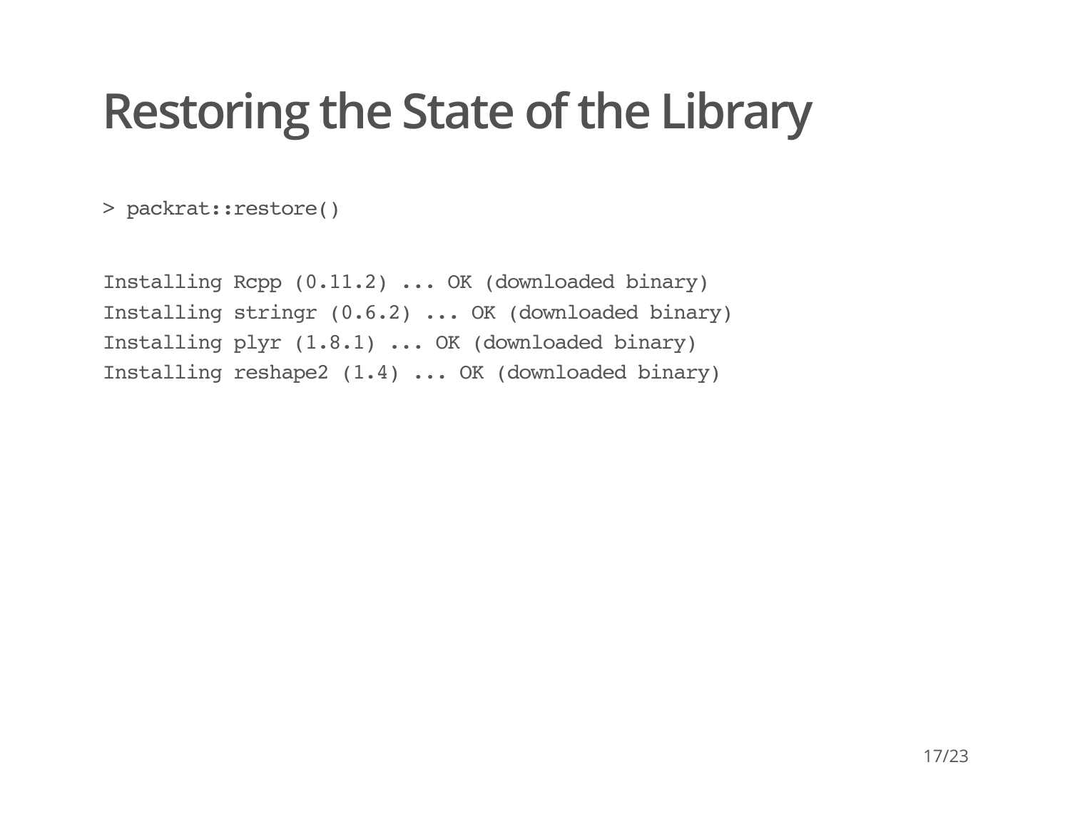# Restoring the State of the Library

```
> packrat::restore()
```

```
Installing Rcpp (0.11.2) ... OK (downloaded binary)
Installing stringr (0.6.2) ... OK (downloaded binary)
Installing plyr (1.8.1) ... OK (downloaded binary)
Installing reshape2 (1.4) ... OK (downloaded binary)
```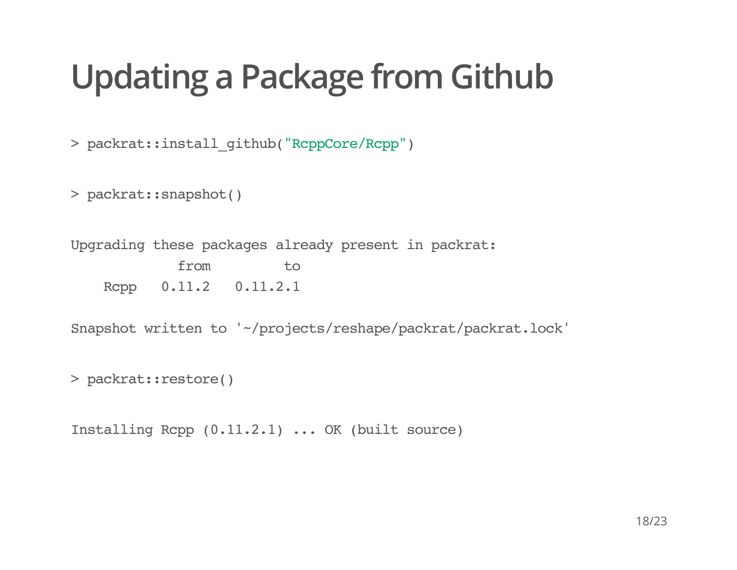# Updating a Package from Github

```
> packrat::install_github("RcppCore/Rcpp")
```

```
> packrat::snapshot()
```

```
Upgrading these packages already present in packrat:
             from         to
    Rcpp   0.11.2   0.11.2.1

Snapshot written to '~/projects/reshape/packrat/packrat.lock'
```

```
> packrat::restore()
```

```
Installing Rcpp (0.11.2.1) ... OK (built source)
```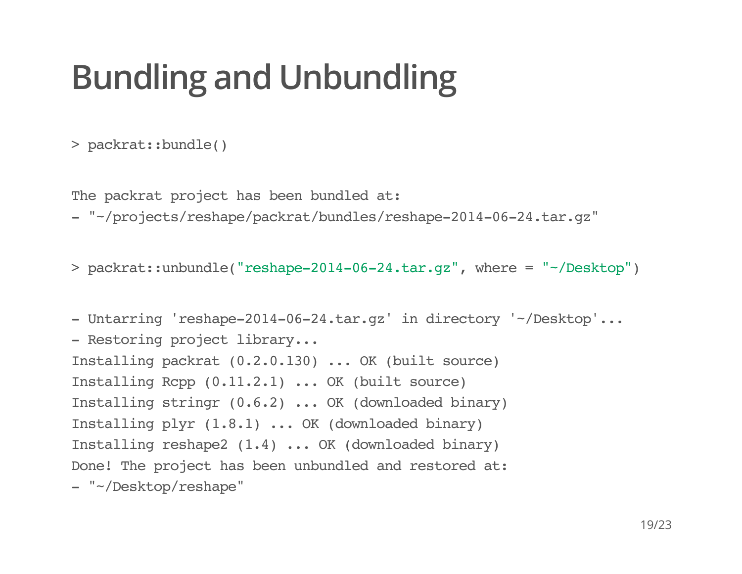# Bundling and Unbundling

```
> packrat::bundle()
```

```
The packrat project has been bundled at:
- "~/projects/reshape/packrat/bundles/reshape-2014-06-24.tar.gz"
```

```
> packrat::unbundle("reshape-2014-06-24.tar.gz", where = "~/Desktop")
```

```
- Untarring 'reshape-2014-06-24.tar.gz' in directory '~/Desktop'...
- Restoring project library...
Installing packrat (0.2.0.130) ... OK (built source)
Installing Rcpp (0.11.2.1) ... OK (built source)
Installing stringr (0.6.2) ... OK (downloaded binary)
Installing plyr (1.8.1) ... OK (downloaded binary)
Installing reshape2 (1.4) ... OK (downloaded binary)
Done! The project has been unbundled and restored at:
- "~/Desktop/reshape"
```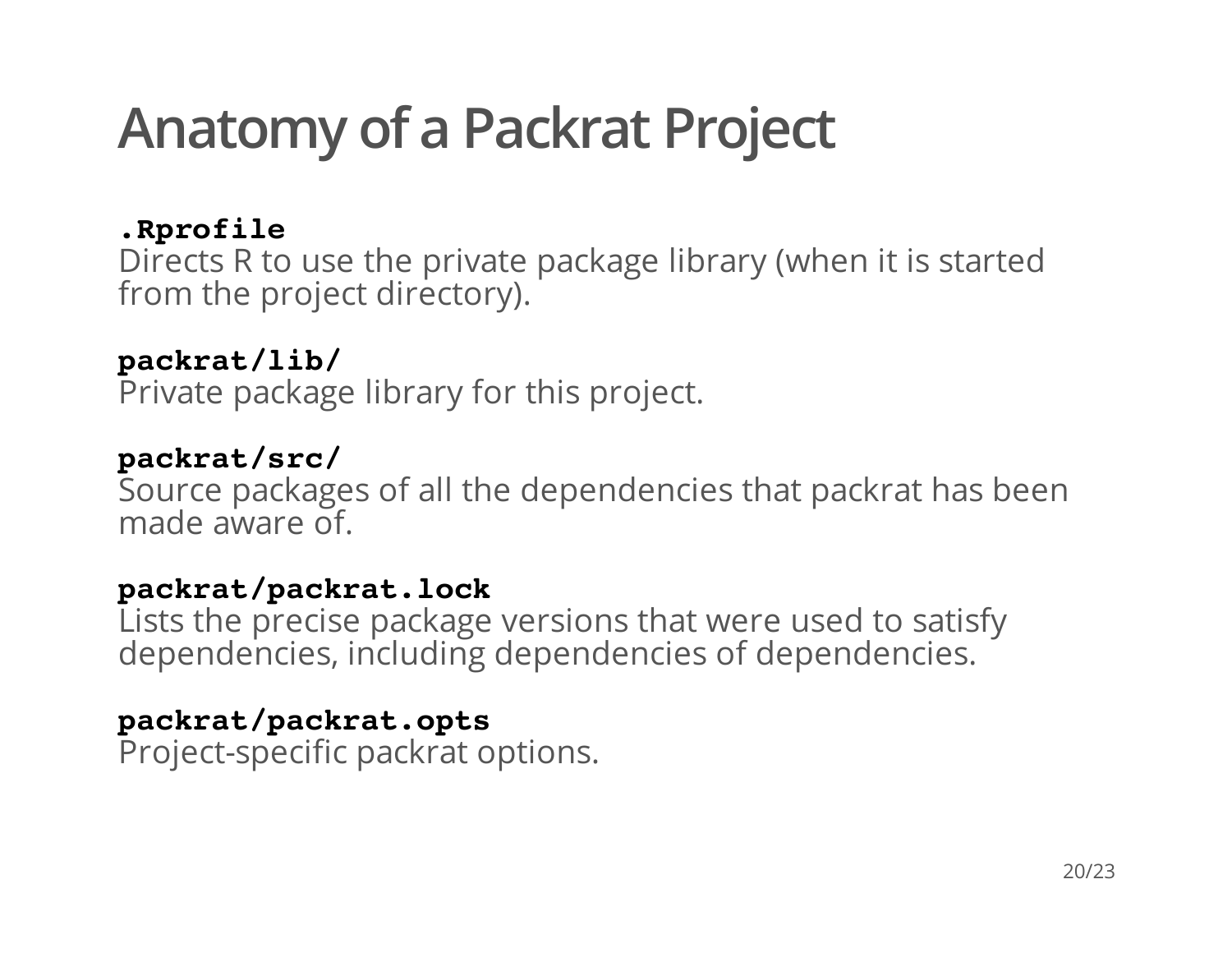# Anatomy of a Packrat Project

**`.Rprofile`**
Directs R to use the private package library (when it is started from the project directory).

**`packrat/lib/`**
Private package library for this project.

**`packrat/src/`**
Source packages of all the dependencies that packrat has been made aware of.

**`packrat/packrat.lock`**
Lists the precise package versions that were used to satisfy dependencies, including dependencies of dependencies.

**`packrat/packrat.opts`**
Project-specific packrat options.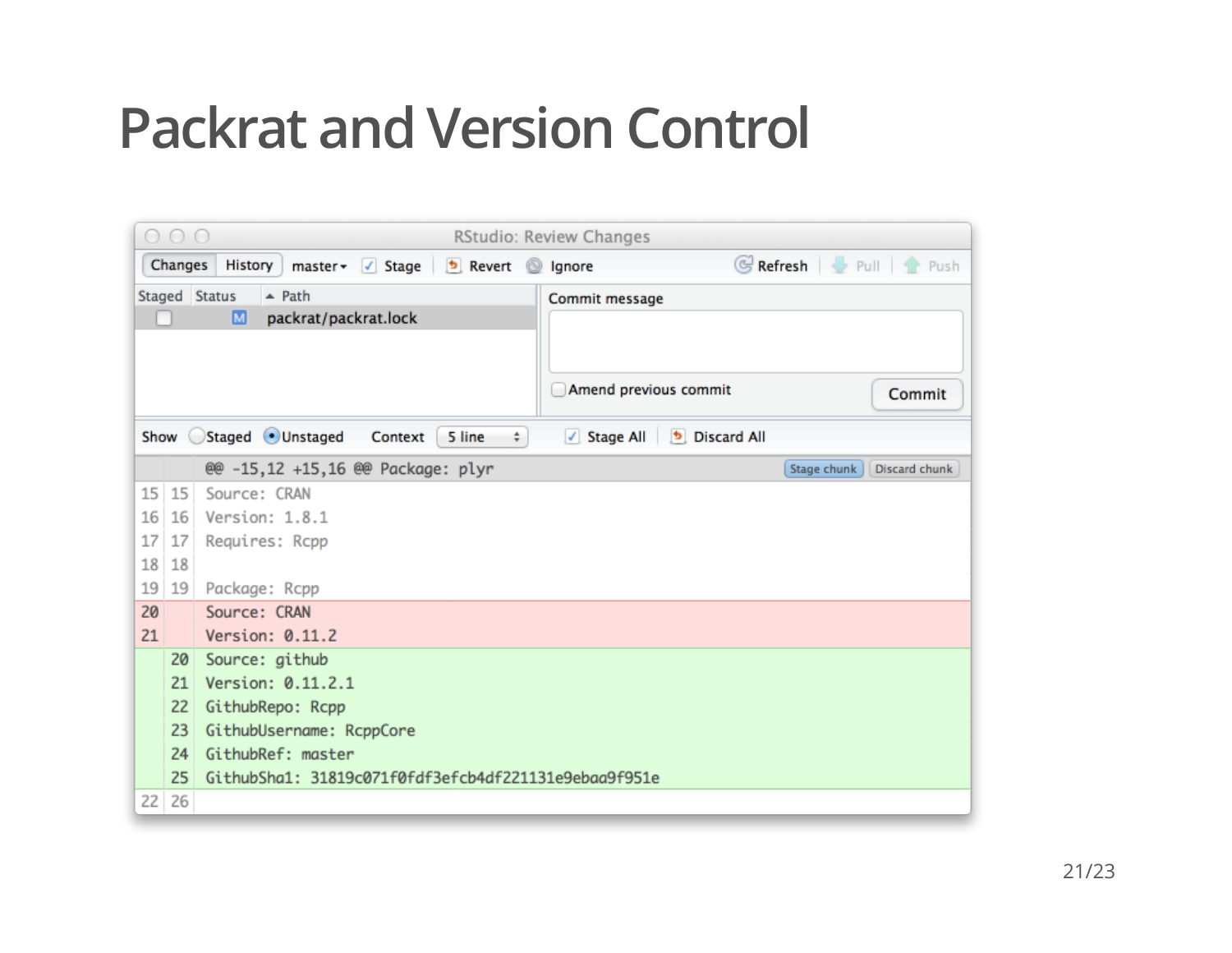# Packrat and Version Control

RStudio: Review Changes

Changes | History | master | Stage | Revert | Ignore | Refresh | Pull | Push

| Staged | Status | Path |
|---|---|---|
| ☐ | M | packrat/packrat.lock |

Commit message

☐ Amend previous commit — Commit

Show ○ Staged ● Unstaged — Context: 5 line — Stage All — Discard All

```
@@ -15,12 +15,16 @@ Package: plyr
15 15  Source: CRAN
16 16  Version: 1.8.1
17 17  Requires: Rcpp
18 18
19 19  Package: Rcpp
20    - Source: CRAN
21    - Version: 0.11.2
   20 + Source: github
   21 + Version: 0.11.2.1
   22 + GithubRepo: Rcpp
   23 + GithubUsername: RcppCore
   24 + GithubRef: master
   25 + GithubSha1: 31819c071f0fdf3efcb4df221131e9ebaa9f951e
22 26
```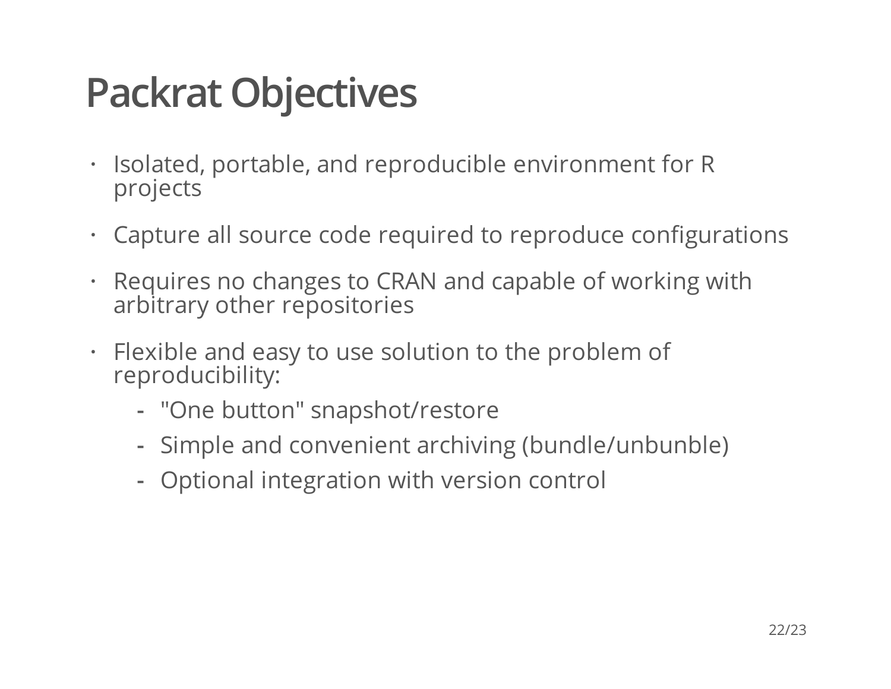# Packrat Objectives

- Isolated, portable, and reproducible environment for R projects
- Capture all source code required to reproduce configurations
- Requires no changes to CRAN and capable of working with arbitrary other repositories
- Flexible and easy to use solution to the problem of reproducibility:
  - "One button" snapshot/restore
  - Simple and convenient archiving (bundle/unbunble)
  - Optional integration with version control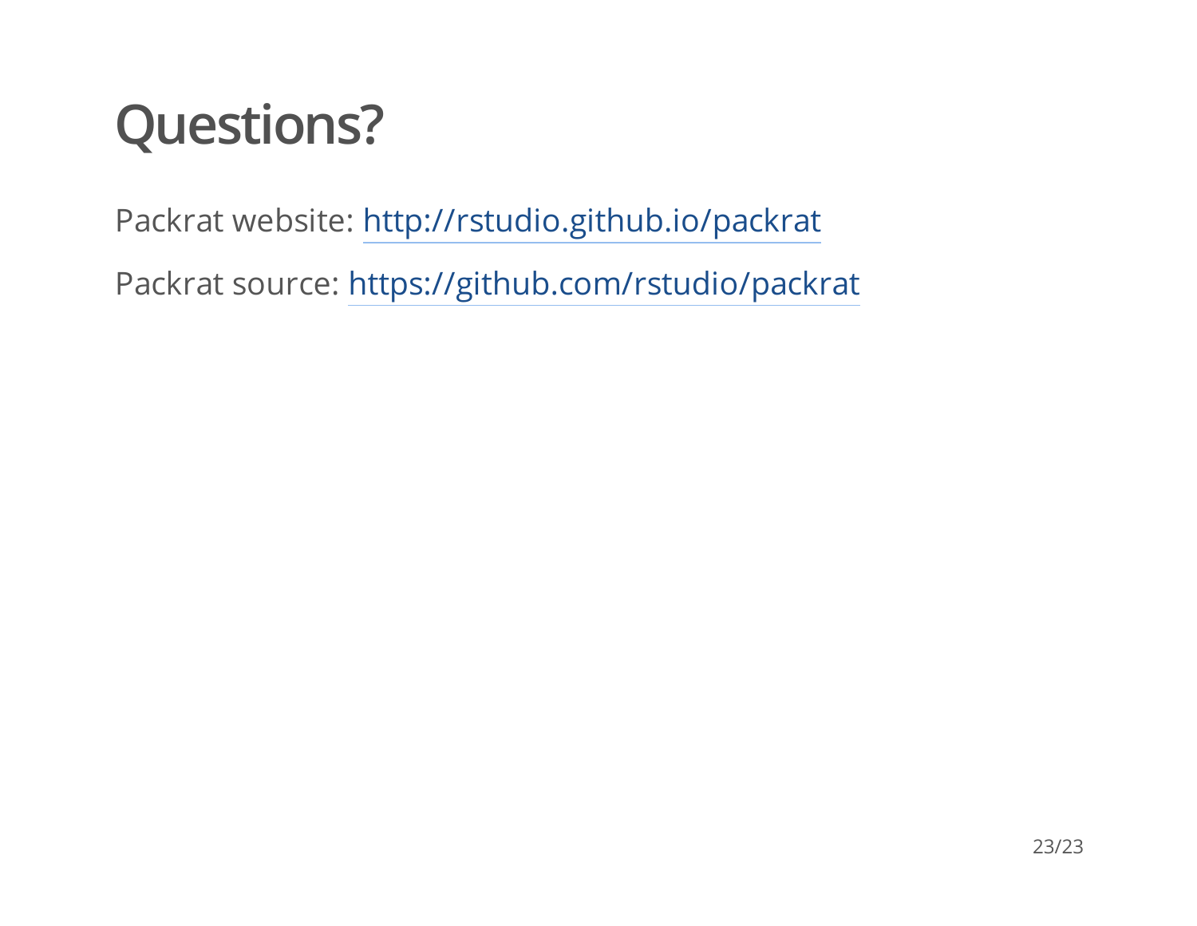# Questions?

Packrat website: http://rstudio.github.io/packrat

Packrat source: https://github.com/rstudio/packrat